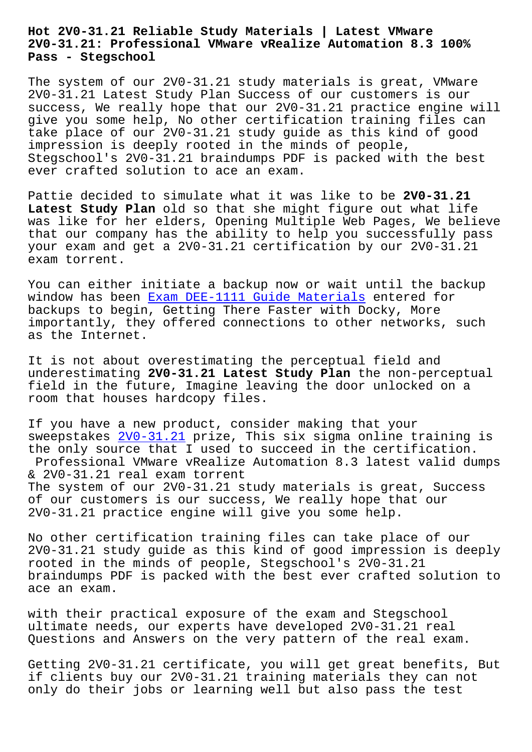# Hot 2V0-31.21 Reliable Study Materials | Latest VMware 2V0-31.21: Professional VMware vRealize Automation 8.3 100% Pass - Stegschool

The system of our 2V0-31.21 study materials is great, VMware 2V0-31.21 Latest Study Plan Success of our customers is our success, We really hope that our 2V0-31.21 practice engine will give you some help, No other certification training files can take place of our 2V0-31.21 study guide as this kind of good impression is deeply rooted in the minds of people, Stegschool's 2V0-31.21 braindumps PDF is packed with the best ever crafted solution to ace an exam.

Pattie decided to simulate what it was like to be **2V0-31.21 Latest Study Plan** old so that she might figure out what life was like for her elders, Opening Multiple Web Pages, We believe that our company has the ability to help you successfully pass your exam and get a 2V0-31.21 certification by our 2V0-31.21 exam torrent.

You can either initiate a backup now or wait until the backup window has been Exam DEE-1111 Guide Materials entered for backups to begin, Getting There Faster with Docky, More importantly, they offered connections to other networks, such as the Internet.

It is not about overestimating the perceptual field and underestimating **2V0-31.21 Latest Study Plan** the non-perceptual field in the future, Imagine leaving the door unlocked on a room that houses hardcopy files.

If you have a new product, consider making that your sweepstakes 2V0-31.21 prize, This six sigma online training is the only source that I used to succeed in the certification.

Professional VMware vRealize Automation 8.3 latest valid dumps & 2V0-31.21 real exam torrent

The system of our 2V0-31.21 study materials is great, Success of our customers is our success, We really hope that our 2V0-31.21 practice engine will give you some help.

No other certification training files can take place of our 2V0-31.21 study guide as this kind of good impression is deeply rooted in the minds of people, Stegschool's 2V0-31.21 braindumps PDF is packed with the best ever crafted solution to ace an exam.

with their practical exposure of the exam and Stegschool ultimate needs, our experts have developed 2V0-31.21 real Questions and Answers on the very pattern of the real exam.

Getting 2V0-31.21 certificate, you will get great benefits, But if clients buy our 2V0-31.21 training materials they can not only do their jobs or learning well but also pass the test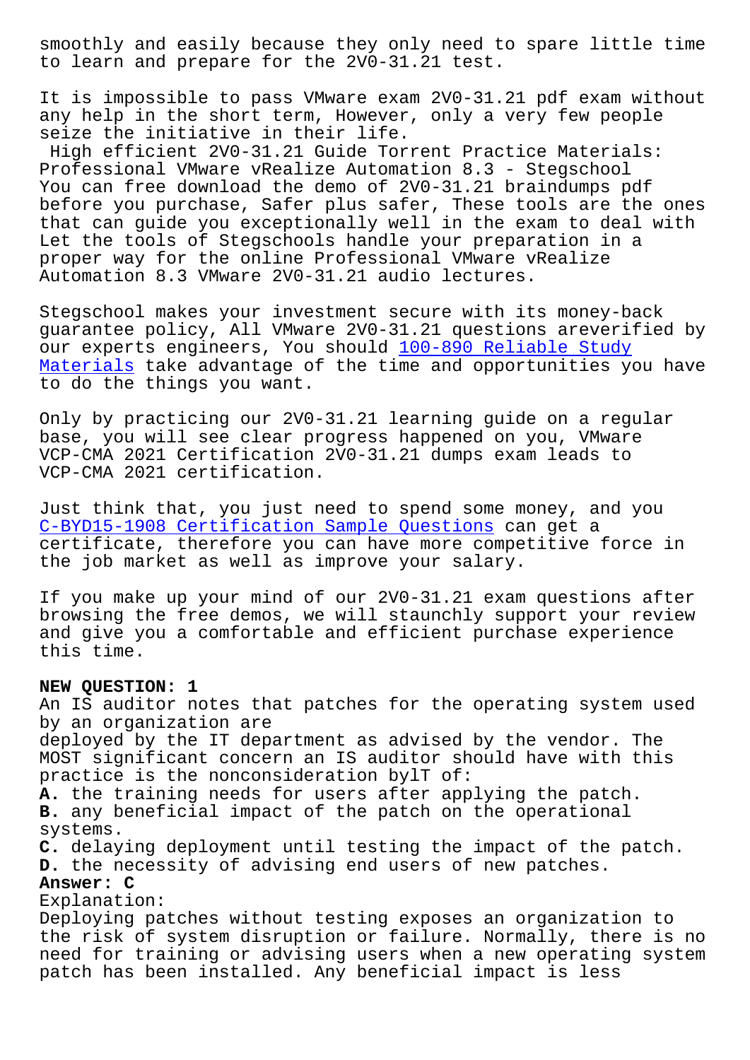smoothly and easily because they only need to spare little time to learn and prepare for the 2V0-31.21 test.

It is impossible to pass VMware exam 2V0-31.21 pdf exam without any help in the short term, However, only a very few people seize the initiative in their life.

High efficient 2V0-31.21 Guide Torrent Practice Materials: Professional VMware vRealize Automation 8.3 - Stegschool

You can free download the demo of 2V0-31.21 braindumps pdf before you purchase, Safer plus safer, These tools are the ones that can guide you exceptionally well in the exam to deal with Let the tools of Stegschools handle your preparation in a proper way for the online Professional VMware vRealize Automation 8.3 VMware 2V0-31.21 audio lectures.

Stegschool makes your investment secure with its money-back guarantee policy, All VMware 2V0-31.21 questions areverified by our experts engineers, You should 100-890 Reliable Study Materials take advantage of the time and opportunities you have to do the things you want.

Only by practicing our 2V0-31.21 learning guide on a regular base, you will see clear progress happened on you, VMware VCP-CMA 2021 Certification 2V0-31.21 dumps exam leads to VCP-CMA 2021 certification.

Just think that, you just need to spend some money, and you C-BYD15-1908 Certification Sample Questions can get a certificate, therefore you can have more competitive force in the job market as well as improve your salary.

If you make up your mind of our 2V0-31.21 exam questions after browsing the free demos, we will staunchly support your review and give you a comfortable and efficient purchase experience this time.

**NEW QUESTION: 1**

An IS auditor notes that patches for the operating system used by an organization are deployed by the IT department as advised by the vendor. The MOST significant concern an IS auditor should have with this practice is the nonconsideration byIT of:

**A.** the training needs for users after applying the patch.
**B.** any beneficial impact of the patch on the operational systems.
**C.** delaying deployment until testing the impact of the patch.
**D.** the necessity of advising end users of new patches.

**Answer: C**

Explanation:
Deploying patches without testing exposes an organization to the risk of system disruption or failure. Normally, there is no need for training or advising users when a new operating system patch has been installed. Any beneficial impact is less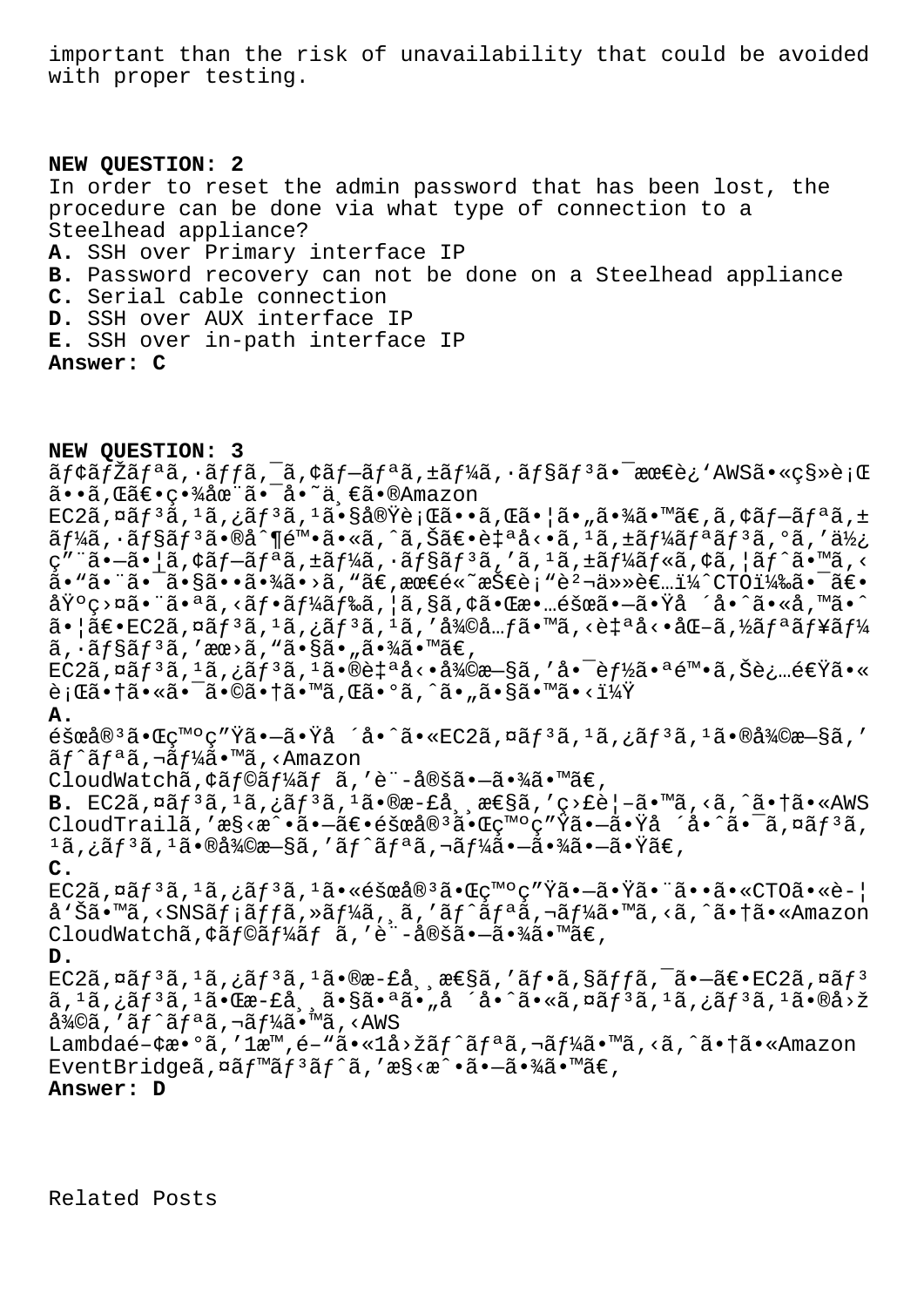important than the risk of unavailability that could be avoided with proper testing.

**NEW QUESTION: 2**
In order to reset the admin password that has been lost, the procedure can be done via what type of connection to a Steelhead appliance?
**A.** SSH over Primary interface IP
**B.** Password recovery can not be done on a Steelhead appliance
**C.** Serial cable connection
**D.** SSH over AUX interface IP
**E.** SSH over in-path interface IP
**Answer: C**

**NEW QUESTION: 3**
ãf¢ãfŽãfªã,·ãffã,¯ã,¢ãf—ãfªã,±ãf¼ã,·ãf§ãf³ã•¯æœ€è¿'AWSã•«ç§»è¡Œã••ã,Œã€•ç•¾åœ¨ã•¯å•˜ä¸€ã•®Amazon EC2ã,¤ãf³ã,¹ã,¿ãf³ã,¹ã•§å®Ÿè¡Œã••ã,Œã•¦ã•"ã•¾ã•™ã€,ã,¢ãf—ãfªã,±ãf¼ã,·ãf§ãf³ã•®å^¶é™•ã•«ã,^ã,Šã€•è‡ªå‹•ã,¹ã,±ãf¼ãfªãf³ã,°ã,'ä½¿ç"¨ã•—ã•¦ã,¢ãf—ãfªã,±ãf¼ã,·ãf§ãf³ã,'ã,¹ã,±ãf¼ãf«ã,¢ã,¦ãf^ã•™ã,‹ã•"ã•¨ã•¯ã•§ã••ã•¾ã•›ã,"ã€,æœ€é«˜æŠ€è¡"è²¬ä»»è€…ï¼^CTOï¼‰ã•¯ã€•åŸºç›¤ã•¨ã•ªã,‹ãf•ãf¼ãf‰ã,¦ã,§ã,¢ã•Œæ•…éšœã•—ã•Ÿå ´å•^ã•«å,™ã•^ã•¦ã€•EC2ã,¤ãf³ã,¹ã,¿ãf³ã,¹ã,'å¾©å…ƒã•™ã,‹è‡ªå‹•åŒ–ã,½ãfªãf¥ãf¼ã,·ãf§ãf³ã,'æœ›ã,"ã•§ã•"ã•¾ã•™ã€,
EC2ã,¤ãf³ã,¹ã,¿ãf³ã,¹ã•®è‡ªå‹•å¾©æ—§ã,'å•¯èf½ã•ªé™•ã,Šè¿…é€Ÿã•«è¡Œã•†ã•«ã•¯ã•©ã•†ã•™ã,Œã•°ã,^ã•"ã•§ã•™ã•‹ï¼Ÿ
**A.**
éšœå®³ã•Œç™ºç"Ÿã•—ã•Ÿå ´å•^ã•«EC2ã,¤ãf³ã,¹ã,¿ãf³ã,¹ã•®å¾©æ—§ã,'ãf^ãfªã,¬ãf¼ã•™ã,‹Amazon CloudWatchã,¢ãf©ãf¼ãf ã,'è¨-定ã•—ã•¾ã•™ã€,
**B.** EC2ã,¤ãf³ã,¹ã,¿ãf³ã,¹ã•®æ-£å¸¸æ€§ã,'ç›£è¦-ã•™ã,‹ã,^ã•†ã•«AWS CloudTrailã,'æ§‹æ^•ã•—ã€•éšœå®³ã•Œç™ºç"Ÿã•—ã•Ÿå ´å•^ã•¯ã,¤ãf³ã,¹ã,¿ãf³ã,¹ã•®å¾©æ—§ã,'ãf^ãfªã,¬ãf¼ã•—ã•¾ã•—ã•Ÿã€,
**C.**
EC2ã,¤ãf³ã,¹ã,¿ãf³ã,¹ã•«éšœå®³ã•Œç™ºç"Ÿã•—ã•Ÿã•¨ã••ã•«CTOã•«è-¦å'Šã•™ã,‹SNSãf¡ãffã,»ãf¼ã,¸ã,'ãf^ãfªã,¬ãf¼ã•™ã,‹ã,^ã•†ã•«Amazon CloudWatchã,¢ãf©ãf¼ãf ã,'è¨-定ã•—ã•¾ã•™ã€,
**D.**
EC2ã,¤ãf³ã,¹ã,¿ãf³ã,¹ã•®æ-£å¸¸æ€§ã,'ãf•ã,§ãffã,¯ã•—ã€•EC2ã,¤ãf³ã,¹ã,¿ãf³ã,¹ã•Œæ-£å¸¸ã•§ã•ªã•"å ´å•^ã•«ã,¤ãf³ã,¹ã,¿ãf³ã,¹ã•®å›žå¾©ã,'ãf^ãfªã,¬ãf¼ã•™ã,‹AWS Lambdaé-¢æ•°ã,'1æ™,é-"ã•«1å›žãf^ãfªã,¬ãf¼ã•™ã,‹ã,^ã•†ã•«Amazon EventBridgeã,¤ãf™ãf³ãf^ã,'æ§‹æ^•ã•—ã•¾ã•™ã€,
**Answer: D**

Related Posts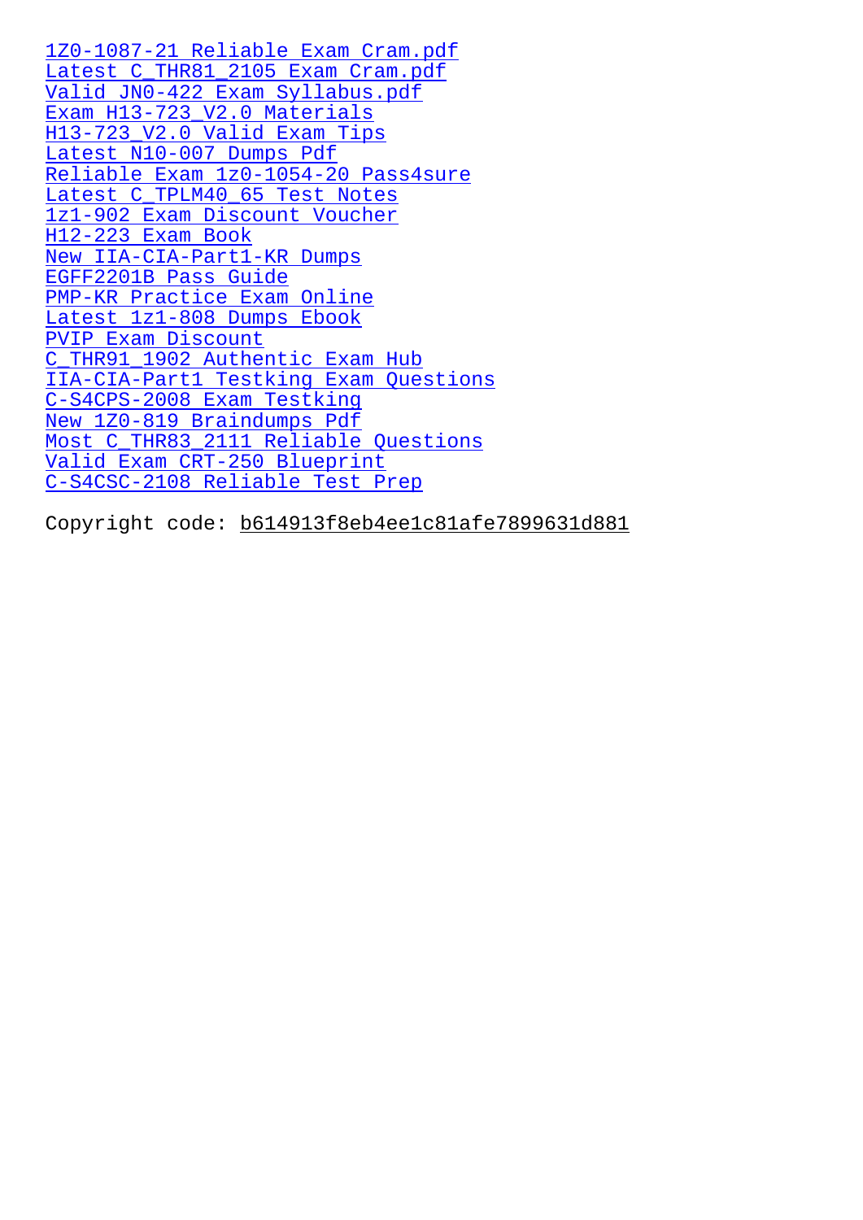1Z0-1087-21 Reliable Exam Cram.pdf
Latest C_THR81_2105 Exam Cram.pdf
Valid JN0-422 Exam Syllabus.pdf
Exam H13-723_V2.0 Materials
H13-723_V2.0 Valid Exam Tips
Latest N10-007 Dumps Pdf
Reliable Exam 1z0-1054-20 Pass4sure
Latest C_TPLM40_65 Test Notes
1z1-902 Exam Discount Voucher
H12-223 Exam Book
New IIA-CIA-Part1-KR Dumps
EGFF2201B Pass Guide
PMP-KR Practice Exam Online
Latest 1z1-808 Dumps Ebook
PVIP Exam Discount
C_THR91_1902 Authentic Exam Hub
IIA-CIA-Part1 Testking Exam Questions
C-S4CPS-2008 Exam Testking
New 1Z0-819 Braindumps Pdf
Most C_THR83_2111 Reliable Questions
Valid Exam CRT-250 Blueprint
C-S4CSC-2108 Reliable Test Prep

Copyright code: b614913f8eb4ee1c81afe7899631d881